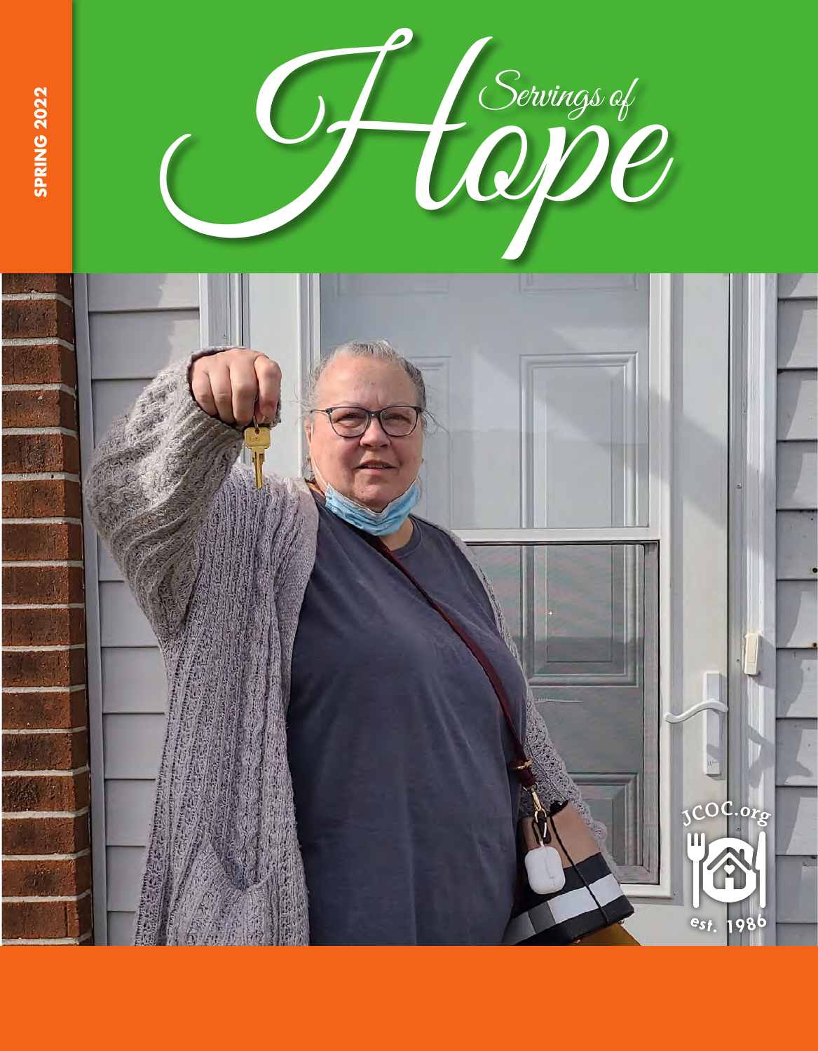SPRING 2022

# Servings of Hope

JCOC.org

est. 1986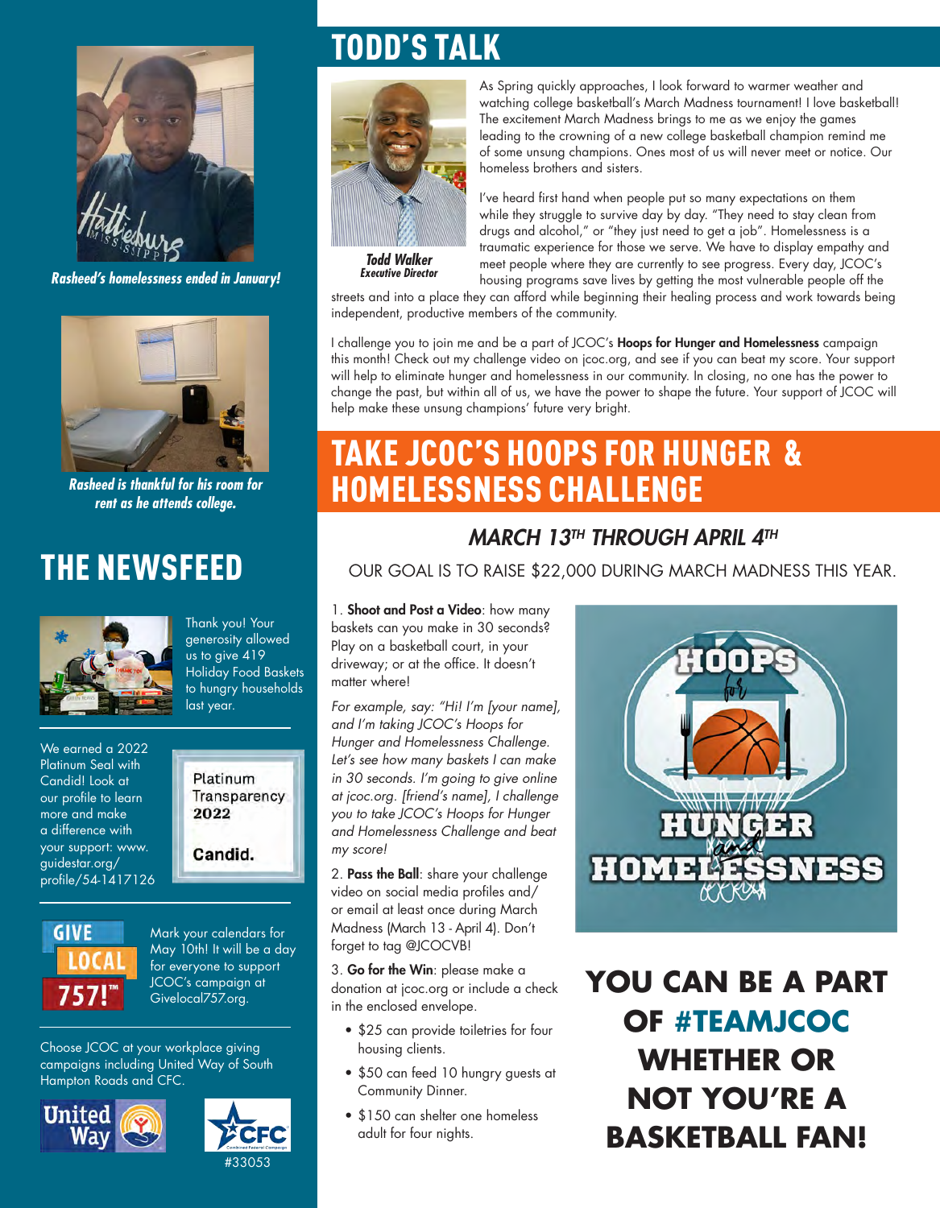Rasheed's homelessness ended in January!

Rasheed is thankful for his room for rent as he attends college.

# THE NEWSFEED

Thank you! Your generosity allowed us to give 419 Holiday Food Baskets to hungry households last year.

We earned a 2022 Platinum Seal with Candid! Look at our profile to learn more and make a difference with your support: www.guidestar.org/profile/54-1417126

Platinum Transparency 2022

Candid.

GIVE LOCAL 757!™

Mark your calendars for May 10th! It will be a day for everyone to support JCOC's campaign at Givelocal757.org.

Choose JCOC at your workplace giving campaigns including United Way of South Hampton Roads and CFC.

United Way

CFC #33053

# TODD'S TALK

*Todd Walker*
*Executive Director*

As Spring quickly approaches, I look forward to warmer weather and watching college basketball's March Madness tournament! I love basketball! The excitement March Madness brings to me as we enjoy the games leading to the crowning of a new college basketball champion remind me of some unsung champions. Ones most of us will never meet or notice. Our homeless brothers and sisters.

I've heard first hand when people put so many expectations on them while they struggle to survive day by day. "They need to stay clean from drugs and alcohol," or "they just need to get a job". Homelessness is a traumatic experience for those we serve. We have to display empathy and meet people where they are currently to see progress. Every day, JCOC's housing programs save lives by getting the most vulnerable people off the streets and into a place they can afford while beginning their healing process and work towards being independent, productive members of the community.

I challenge you to join me and be a part of JCOC's **Hoops for Hunger and Homelessness** campaign this month! Check out my challenge video on jcoc.org, and see if you can beat my score. Your support will help to eliminate hunger and homelessness in our community. In closing, no one has the power to change the past, but within all of us, we have the power to shape the future. Your support of JCOC will help make these unsung champions' future very bright.

# TAKE JCOC'S HOOPS FOR HUNGER & HOMELESSNESS CHALLENGE

## *MARCH 13TH THROUGH APRIL 4TH*

OUR GOAL IS TO RAISE $22,000 DURING MARCH MADNESS THIS YEAR.

1. **Shoot and Post a Video**: how many baskets can you make in 30 seconds? Play on a basketball court, in your driveway; or at the office. It doesn't matter where!

*For example, say: "Hi! I'm [your name], and I'm taking JCOC's Hoops for Hunger and Homelessness Challenge. Let's see how many baskets I can make in 30 seconds. I'm going to give online at jcoc.org. [friend's name], I challenge you to take JCOC's Hoops for Hunger and Homelessness Challenge and beat my score!*

2. **Pass the Ball**: share your challenge video on social media profiles and/or email at least once during March Madness (March 13 - April 4). Don't forget to tag @JCOCVB!

3. **Go for the Win**: please make a donation at jcoc.org or include a check in the enclosed envelope.

- $25 can provide toiletries for four housing clients.
- $50 can feed 10 hungry guests at Community Dinner.
- $150 can shelter one homeless adult for four nights.

HOOPS for HUNGER and HOMELESSNESS

**YOU CAN BE A PART OF #TEAMJCOC WHETHER OR NOT YOU'RE A BASKETBALL FAN!**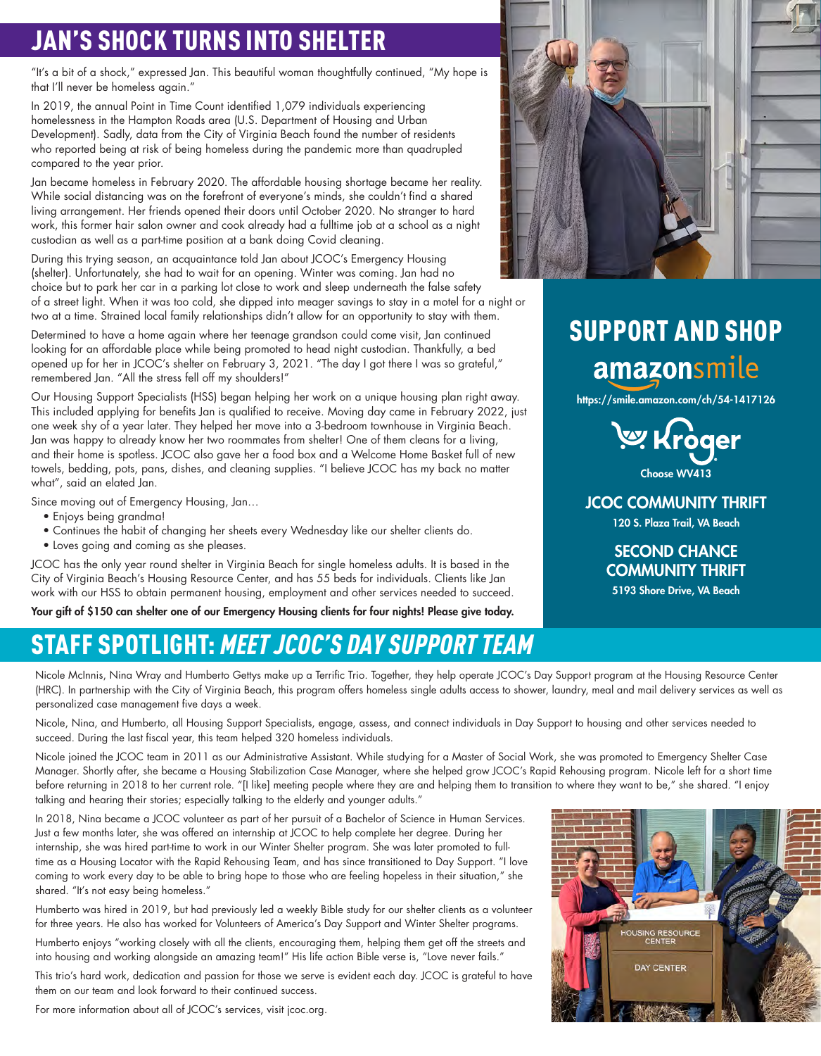# JAN'S SHOCK TURNS INTO SHELTER

"It's a bit of a shock," expressed Jan. This beautiful woman thoughtfully continued, "My hope is that I'll never be homeless again."

In 2019, the annual Point in Time Count identified 1,079 individuals experiencing homelessness in the Hampton Roads area (U.S. Department of Housing and Urban Development). Sadly, data from the City of Virginia Beach found the number of residents who reported being at risk of being homeless during the pandemic more than quadrupled compared to the year prior.

Jan became homeless in February 2020. The affordable housing shortage became her reality. While social distancing was on the forefront of everyone's minds, she couldn't find a shared living arrangement. Her friends opened their doors until October 2020. No stranger to hard work, this former hair salon owner and cook already had a fulltime job at a school as a night custodian as well as a part-time position at a bank doing Covid cleaning.

During this trying season, an acquaintance told Jan about JCOC's Emergency Housing (shelter). Unfortunately, she had to wait for an opening. Winter was coming. Jan had no choice but to park her car in a parking lot close to work and sleep underneath the false safety of a street light. When it was too cold, she dipped into meager savings to stay in a motel for a night or two at a time. Strained local family relationships didn't allow for an opportunity to stay with them.

Determined to have a home again where her teenage grandson could come visit, Jan continued looking for an affordable place while being promoted to head night custodian. Thankfully, a bed opened up for her in JCOC's shelter on February 3, 2021. "The day I got there I was so grateful," remembered Jan. "All the stress fell off my shoulders!"

Our Housing Support Specialists (HSS) began helping her work on a unique housing plan right away. This included applying for benefits Jan is qualified to receive. Moving day came in February 2022, just one week shy of a year later. They helped her move into a 3-bedroom townhouse in Virginia Beach. Jan was happy to already know her two roommates from shelter! One of them cleans for a living, and their home is spotless. JCOC also gave her a food box and a Welcome Home Basket full of new towels, bedding, pots, pans, dishes, and cleaning supplies. "I believe JCOC has my back no matter what", said an elated Jan.

Since moving out of Emergency Housing, Jan…

- Enjoys being grandma!
- Continues the habit of changing her sheets every Wednesday like our shelter clients do.
- Loves going and coming as she pleases.

JCOC has the only year round shelter in Virginia Beach for single homeless adults. It is based in the City of Virginia Beach's Housing Resource Center, and has 55 beds for individuals. Clients like Jan work with our HSS to obtain permanent housing, employment and other services needed to succeed.

**Your gift of $150 can shelter one of our Emergency Housing clients for four nights! Please give today.**

## SUPPORT AND SHOP

**amazonsmile**

**https://smile.amazon.com/ch/54-1417126**

**Kroger**

**Choose WV413**

**JCOC COMMUNITY THRIFT**

**120 S. Plaza Trail, VA Beach**

**SECOND CHANCE COMMUNITY THRIFT**

**5193 Shore Drive, VA Beach**

# STAFF SPOTLIGHT: *MEET JCOC'S DAY SUPPORT TEAM*

Nicole McInnis, Nina Wray and Humberto Gettys make up a Terrific Trio. Together, they help operate JCOC's Day Support program at the Housing Resource Center (HRC). In partnership with the City of Virginia Beach, this program offers homeless single adults access to shower, laundry, meal and mail delivery services as well as personalized case management five days a week.

Nicole, Nina, and Humberto, all Housing Support Specialists, engage, assess, and connect individuals in Day Support to housing and other services needed to succeed. During the last fiscal year, this team helped 320 homeless individuals.

Nicole joined the JCOC team in 2011 as our Administrative Assistant. While studying for a Master of Social Work, she was promoted to Emergency Shelter Case Manager. Shortly after, she became a Housing Stabilization Case Manager, where she helped grow JCOC's Rapid Rehousing program. Nicole left for a short time before returning in 2018 to her current role. "[I like] meeting people where they are and helping them to transition to where they want to be," she shared. "I enjoy talking and hearing their stories; especially talking to the elderly and younger adults."

In 2018, Nina became a JCOC volunteer as part of her pursuit of a Bachelor of Science in Human Services. Just a few months later, she was offered an internship at JCOC to help complete her degree. During her internship, she was hired part-time to work in our Winter Shelter program. She was later promoted to full-time as a Housing Locator with the Rapid Rehousing Team, and has since transitioned to Day Support. "I love coming to work every day to be able to bring hope to those who are feeling hopeless in their situation," she shared. "It's not easy being homeless."

Humberto was hired in 2019, but had previously led a weekly Bible study for our shelter clients as a volunteer for three years. He also has worked for Volunteers of America's Day Support and Winter Shelter programs.

Humberto enjoys "working closely with all the clients, encouraging them, helping them get off the streets and into housing and working alongside an amazing team!" His life action Bible verse is, "Love never fails."

This trio's hard work, dedication and passion for those we serve is evident each day. JCOC is grateful to have them on our team and look forward to their continued success.

For more information about all of JCOC's services, visit jcoc.org.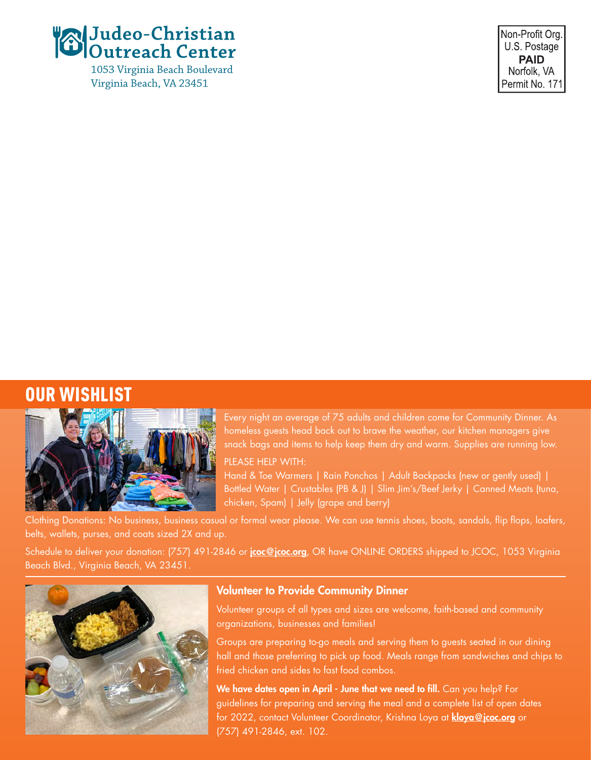**Judeo-Christian Outreach Center**

1053 Virginia Beach Boulevard
Virginia Beach, VA 23451

Non-Profit Org.
U.S. Postage
**PAID**
Norfolk, VA
Permit No. 171

## OUR WISHLIST

Every night an average of 75 adults and children come for Community Dinner. As homeless guests head back out to brave the weather, our kitchen managers give snack bags and items to help keep them dry and warm. Supplies are running low.

PLEASE HELP WITH:

Hand & Toe Warmers | Rain Ponchos | Adult Backpacks (new or gently used) | Bottled Water | Crustables (PB & J) | Slim Jim's/Beef Jerky | Canned Meats (tuna, chicken, Spam) | Jelly (grape and berry)

Clothing Donations: No business, business casual or formal wear please. We can use tennis shoes, boots, sandals, flip flops, loafers, belts, wallets, purses, and coats sized 2X and up.

Schedule to deliver your donation: (757) 491-2846 or jcoc@jcoc.org, OR have ONLINE ORDERS shipped to JCOC, 1053 Virginia Beach Blvd., Virginia Beach, VA 23451.

### Volunteer to Provide Community Dinner

Volunteer groups of all types and sizes are welcome, faith-based and community organizations, businesses and families!

Groups are preparing to-go meals and serving them to guests seated in our dining hall and those preferring to pick up food. Meals range from sandwiches and chips to fried chicken and sides to fast food combos.

**We have dates open in April - June that we need to fill.** Can you help? For guidelines for preparing and serving the meal and a complete list of open dates for 2022, contact Volunteer Coordinator, Krishna Loya at **kloya@jcoc.org** or (757) 491-2846, ext. 102.